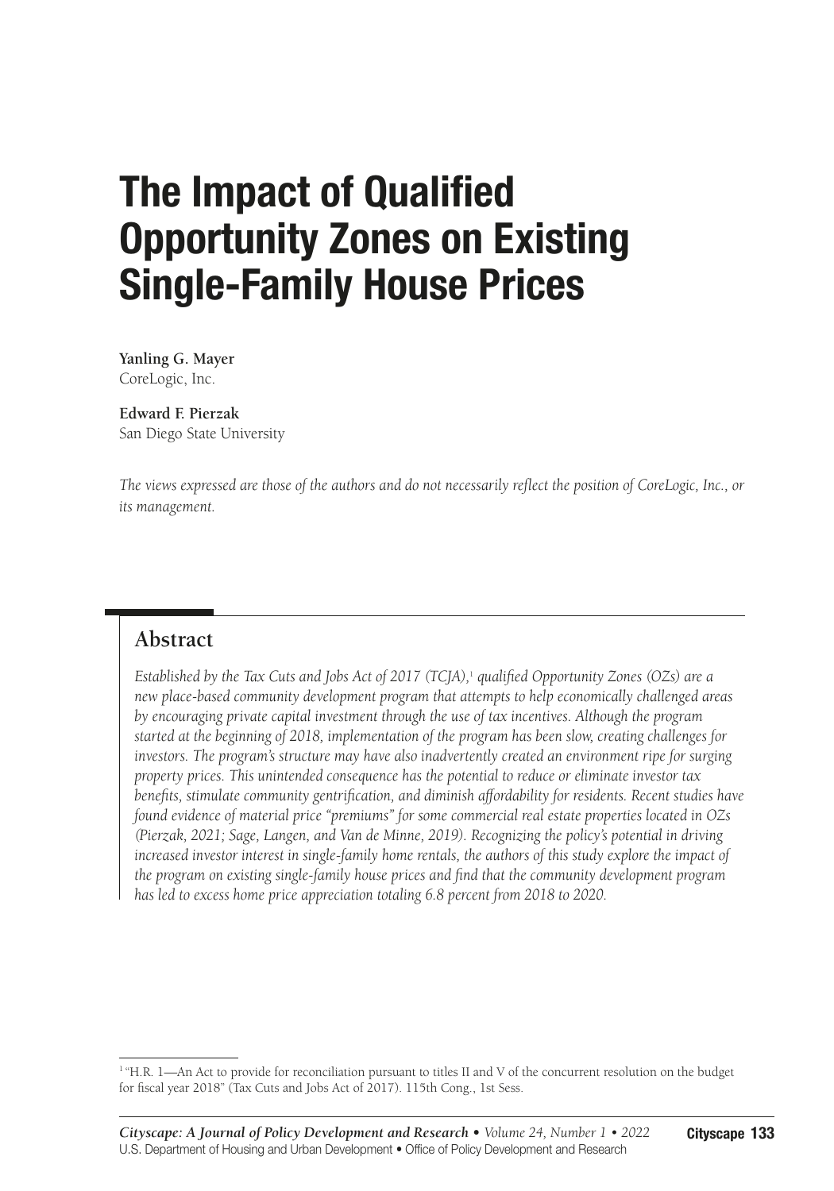# The Impact of Qualified Opportunity Zones on Existing Single-Family House Prices

**Yanling G. Mayer**
CoreLogic, Inc.

**Edward F. Pierzak**
San Diego State University

*The views expressed are those of the authors and do not necessarily reflect the position of CoreLogic, Inc., or its management.*

## Abstract

*Established by the Tax Cuts and Jobs Act of 2017 (TCJA),*[1] *qualified Opportunity Zones (OZs) are a new place-based community development program that attempts to help economically challenged areas by encouraging private capital investment through the use of tax incentives. Although the program started at the beginning of 2018, implementation of the program has been slow, creating challenges for investors. The program's structure may have also inadvertently created an environment ripe for surging property prices. This unintended consequence has the potential to reduce or eliminate investor tax benefits, stimulate community gentrification, and diminish affordability for residents. Recent studies have found evidence of material price "premiums" for some commercial real estate properties located in OZs (Pierzak, 2021; Sage, Langen, and Van de Minne, 2019). Recognizing the policy's potential in driving increased investor interest in single-family home rentals, the authors of this study explore the impact of the program on existing single-family house prices and find that the community development program has led to excess home price appreciation totaling 6.8 percent from 2018 to 2020.*

[1] "H.R. 1—An Act to provide for reconciliation pursuant to titles II and V of the concurrent resolution on the budget for fiscal year 2018" (Tax Cuts and Jobs Act of 2017). 115th Cong., 1st Sess.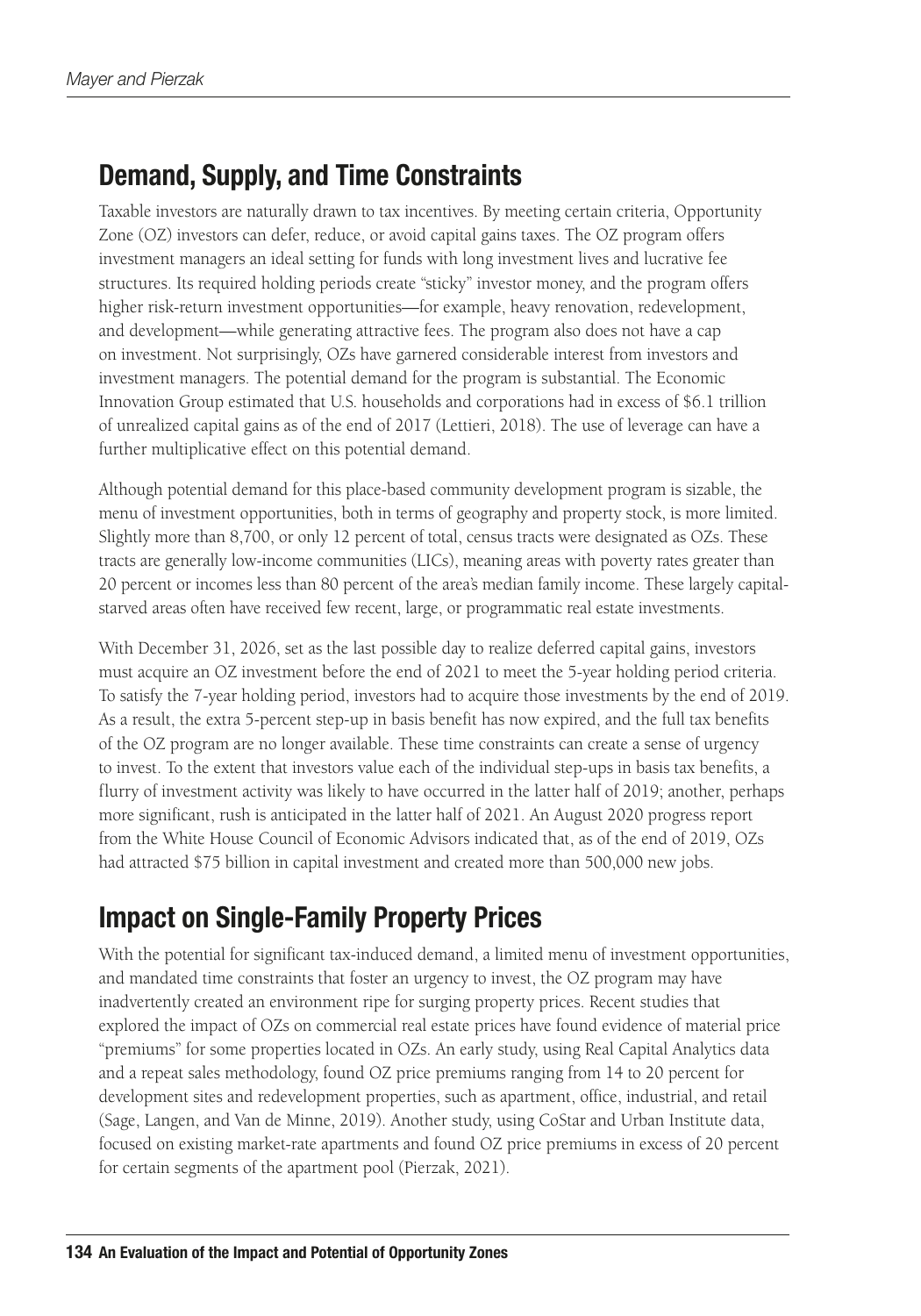## Demand, Supply, and Time Constraints

Taxable investors are naturally drawn to tax incentives. By meeting certain criteria, Opportunity Zone (OZ) investors can defer, reduce, or avoid capital gains taxes. The OZ program offers investment managers an ideal setting for funds with long investment lives and lucrative fee structures. Its required holding periods create "sticky" investor money, and the program offers higher risk-return investment opportunities—for example, heavy renovation, redevelopment, and development—while generating attractive fees. The program also does not have a cap on investment. Not surprisingly, OZs have garnered considerable interest from investors and investment managers. The potential demand for the program is substantial. The Economic Innovation Group estimated that U.S. households and corporations had in excess of $6.1 trillion of unrealized capital gains as of the end of 2017 (Lettieri, 2018). The use of leverage can have a further multiplicative effect on this potential demand.

Although potential demand for this place-based community development program is sizable, the menu of investment opportunities, both in terms of geography and property stock, is more limited. Slightly more than 8,700, or only 12 percent of total, census tracts were designated as OZs. These tracts are generally low-income communities (LICs), meaning areas with poverty rates greater than 20 percent or incomes less than 80 percent of the area's median family income. These largely capital-starved areas often have received few recent, large, or programmatic real estate investments.

With December 31, 2026, set as the last possible day to realize deferred capital gains, investors must acquire an OZ investment before the end of 2021 to meet the 5-year holding period criteria. To satisfy the 7-year holding period, investors had to acquire those investments by the end of 2019. As a result, the extra 5-percent step-up in basis benefit has now expired, and the full tax benefits of the OZ program are no longer available. These time constraints can create a sense of urgency to invest. To the extent that investors value each of the individual step-ups in basis tax benefits, a flurry of investment activity was likely to have occurred in the latter half of 2019; another, perhaps more significant, rush is anticipated in the latter half of 2021. An August 2020 progress report from the White House Council of Economic Advisors indicated that, as of the end of 2019, OZs had attracted $75 billion in capital investment and created more than 500,000 new jobs.

## Impact on Single-Family Property Prices

With the potential for significant tax-induced demand, a limited menu of investment opportunities, and mandated time constraints that foster an urgency to invest, the OZ program may have inadvertently created an environment ripe for surging property prices. Recent studies that explored the impact of OZs on commercial real estate prices have found evidence of material price "premiums" for some properties located in OZs. An early study, using Real Capital Analytics data and a repeat sales methodology, found OZ price premiums ranging from 14 to 20 percent for development sites and redevelopment properties, such as apartment, office, industrial, and retail (Sage, Langen, and Van de Minne, 2019). Another study, using CoStar and Urban Institute data, focused on existing market-rate apartments and found OZ price premiums in excess of 20 percent for certain segments of the apartment pool (Pierzak, 2021).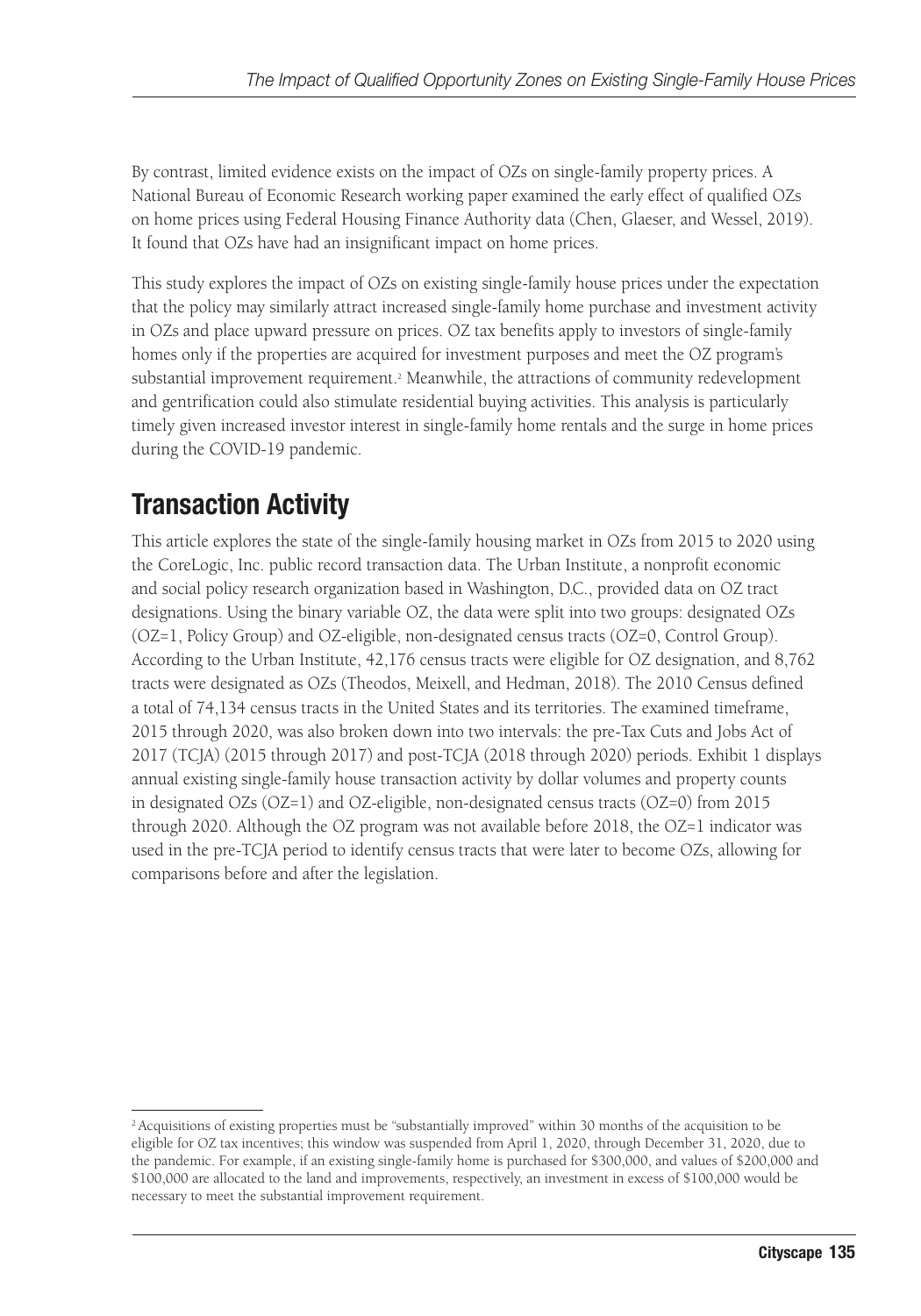By contrast, limited evidence exists on the impact of OZs on single-family property prices. A National Bureau of Economic Research working paper examined the early effect of qualified OZs on home prices using Federal Housing Finance Authority data (Chen, Glaeser, and Wessel, 2019). It found that OZs have had an insignificant impact on home prices.

This study explores the impact of OZs on existing single-family house prices under the expectation that the policy may similarly attract increased single-family home purchase and investment activity in OZs and place upward pressure on prices. OZ tax benefits apply to investors of single-family homes only if the properties are acquired for investment purposes and meet the OZ program's substantial improvement requirement.[2] Meanwhile, the attractions of community redevelopment and gentrification could also stimulate residential buying activities. This analysis is particularly timely given increased investor interest in single-family home rentals and the surge in home prices during the COVID-19 pandemic.

## Transaction Activity

This article explores the state of the single-family housing market in OZs from 2015 to 2020 using the CoreLogic, Inc. public record transaction data. The Urban Institute, a nonprofit economic and social policy research organization based in Washington, D.C., provided data on OZ tract designations. Using the binary variable OZ, the data were split into two groups: designated OZs (OZ=1, Policy Group) and OZ-eligible, non-designated census tracts (OZ=0, Control Group). According to the Urban Institute, 42,176 census tracts were eligible for OZ designation, and 8,762 tracts were designated as OZs (Theodos, Meixell, and Hedman, 2018). The 2010 Census defined a total of 74,134 census tracts in the United States and its territories. The examined timeframe, 2015 through 2020, was also broken down into two intervals: the pre-Tax Cuts and Jobs Act of 2017 (TCJA) (2015 through 2017) and post-TCJA (2018 through 2020) periods. Exhibit 1 displays annual existing single-family house transaction activity by dollar volumes and property counts in designated OZs (OZ=1) and OZ-eligible, non-designated census tracts (OZ=0) from 2015 through 2020. Although the OZ program was not available before 2018, the OZ=1 indicator was used in the pre-TCJA period to identify census tracts that were later to become OZs, allowing for comparisons before and after the legislation.

[2] Acquisitions of existing properties must be "substantially improved" within 30 months of the acquisition to be eligible for OZ tax incentives; this window was suspended from April 1, 2020, through December 31, 2020, due to the pandemic. For example, if an existing single-family home is purchased for \$300,000, and values of \$200,000 and \$100,000 are allocated to the land and improvements, respectively, an investment in excess of \$100,000 would be necessary to meet the substantial improvement requirement.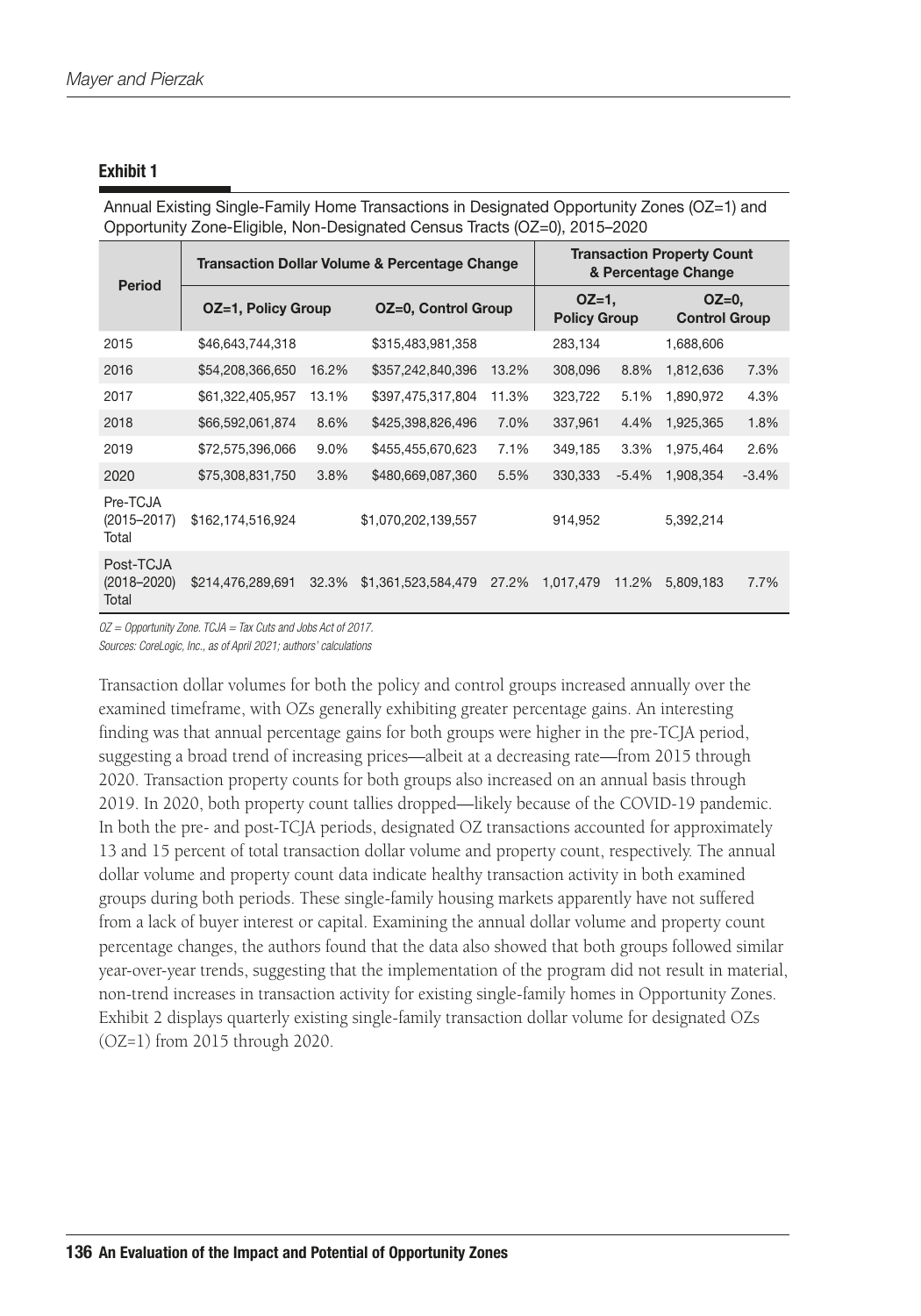**Exhibit 1**

Annual Existing Single-Family Home Transactions in Designated Opportunity Zones (OZ=1) and Opportunity Zone-Eligible, Non-Designated Census Tracts (OZ=0), 2015–2020

| Period | Transaction Dollar Volume & Percentage Change | | | | Transaction Property Count & Percentage Change | | | |
|---|---|---|---|---|---|---|---|---|
| | OZ=1, Policy Group | | OZ=0, Control Group | | OZ=1, Policy Group | | OZ=0, Control Group | |
| 2015 | $46,643,744,318 | | $315,483,981,358 | | 283,134 | | 1,688,606 | |
| 2016 | $54,208,366,650 | 16.2% | $357,242,840,396 | 13.2% | 308,096 | 8.8% | 1,812,636 | 7.3% |
| 2017 | $61,322,405,957 | 13.1% | $397,475,317,804 | 11.3% | 323,722 | 5.1% | 1,890,972 | 4.3% |
| 2018 | $66,592,061,874 | 8.6% | $425,398,826,496 | 7.0% | 337,961 | 4.4% | 1,925,365 | 1.8% |
| 2019 | $72,575,396,066 | 9.0% | $455,455,670,623 | 7.1% | 349,185 | 3.3% | 1,975,464 | 2.6% |
| 2020 | $75,308,831,750 | 3.8% | $480,669,087,360 | 5.5% | 330,333 | -5.4% | 1,908,354 | -3.4% |
| Pre-TCJA (2015–2017) Total | $162,174,516,924 | | $1,070,202,139,557 | | 914,952 | | 5,392,214 | |
| Post-TCJA (2018–2020) Total | $214,476,289,691 | 32.3% | $1,361,523,584,479 | 27.2% | 1,017,479 | 11.2% | 5,809,183 | 7.7% |

*OZ = Opportunity Zone. TCJA = Tax Cuts and Jobs Act of 2017.*
*Sources: CoreLogic, Inc., as of April 2021; authors' calculations*

Transaction dollar volumes for both the policy and control groups increased annually over the examined timeframe, with OZs generally exhibiting greater percentage gains. An interesting finding was that annual percentage gains for both groups were higher in the pre-TCJA period, suggesting a broad trend of increasing prices—albeit at a decreasing rate—from 2015 through 2020. Transaction property counts for both groups also increased on an annual basis through 2019. In 2020, both property count tallies dropped—likely because of the COVID-19 pandemic. In both the pre- and post-TCJA periods, designated OZ transactions accounted for approximately 13 and 15 percent of total transaction dollar volume and property count, respectively. The annual dollar volume and property count data indicate healthy transaction activity in both examined groups during both periods. These single-family housing markets apparently have not suffered from a lack of buyer interest or capital. Examining the annual dollar volume and property count percentage changes, the authors found that the data also showed that both groups followed similar year-over-year trends, suggesting that the implementation of the program did not result in material, non-trend increases in transaction activity for existing single-family homes in Opportunity Zones. Exhibit 2 displays quarterly existing single-family transaction dollar volume for designated OZs (OZ=1) from 2015 through 2020.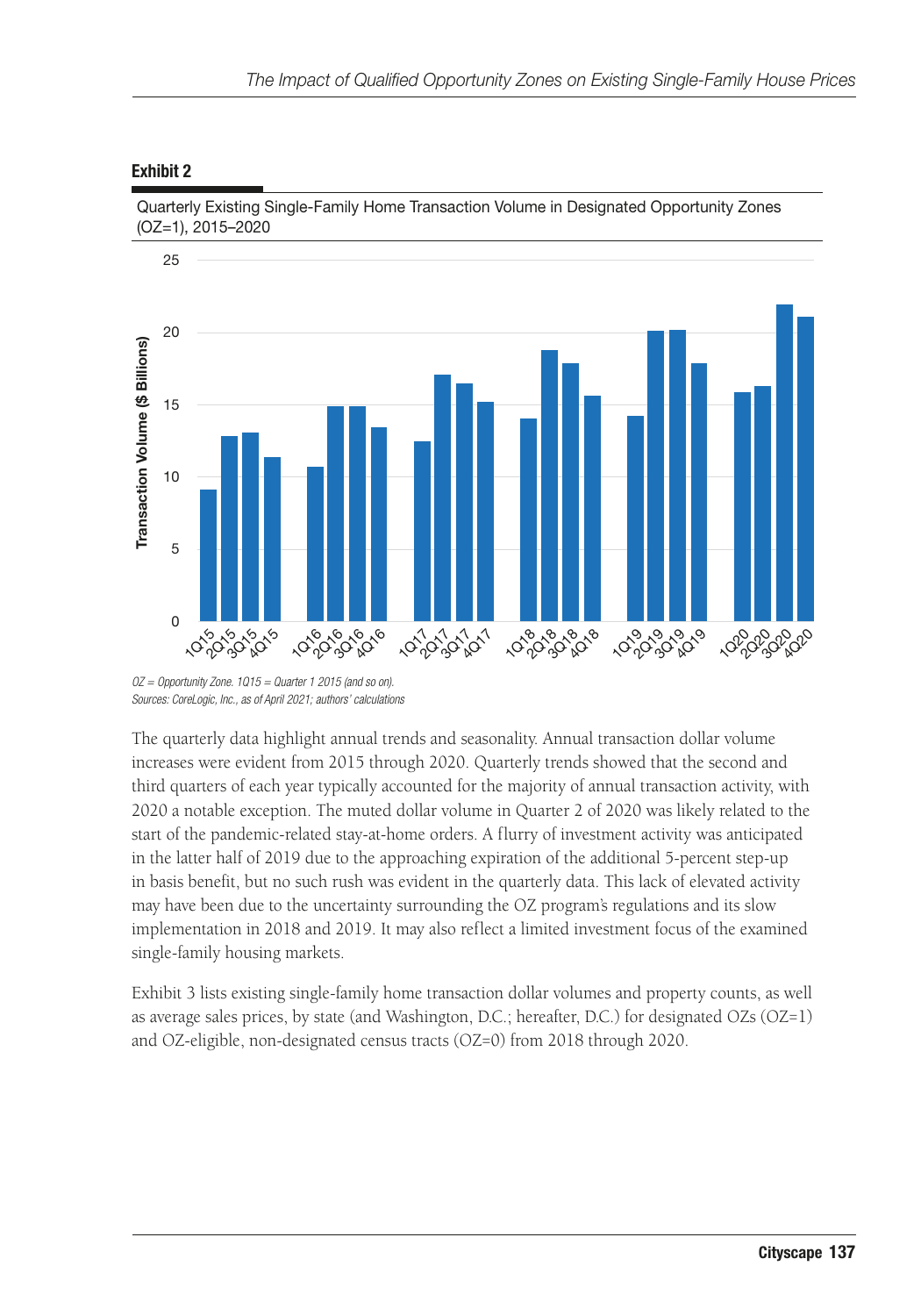**Exhibit 2**

Quarterly Existing Single-Family Home Transaction Volume in Designated Opportunity Zones (OZ=1), 2015–2020

*OZ = Opportunity Zone. 1Q15 = Quarter 1 2015 (and so on).*
*Sources: CoreLogic, Inc., as of April 2021; authors' calculations*

The quarterly data highlight annual trends and seasonality. Annual transaction dollar volume increases were evident from 2015 through 2020. Quarterly trends showed that the second and third quarters of each year typically accounted for the majority of annual transaction activity, with 2020 a notable exception. The muted dollar volume in Quarter 2 of 2020 was likely related to the start of the pandemic-related stay-at-home orders. A flurry of investment activity was anticipated in the latter half of 2019 due to the approaching expiration of the additional 5-percent step-up in basis benefit, but no such rush was evident in the quarterly data. This lack of elevated activity may have been due to the uncertainty surrounding the OZ program's regulations and its slow implementation in 2018 and 2019. It may also reflect a limited investment focus of the examined single-family housing markets.

Exhibit 3 lists existing single-family home transaction dollar volumes and property counts, as well as average sales prices, by state (and Washington, D.C.; hereafter, D.C.) for designated OZs (OZ=1) and OZ-eligible, non-designated census tracts (OZ=0) from 2018 through 2020.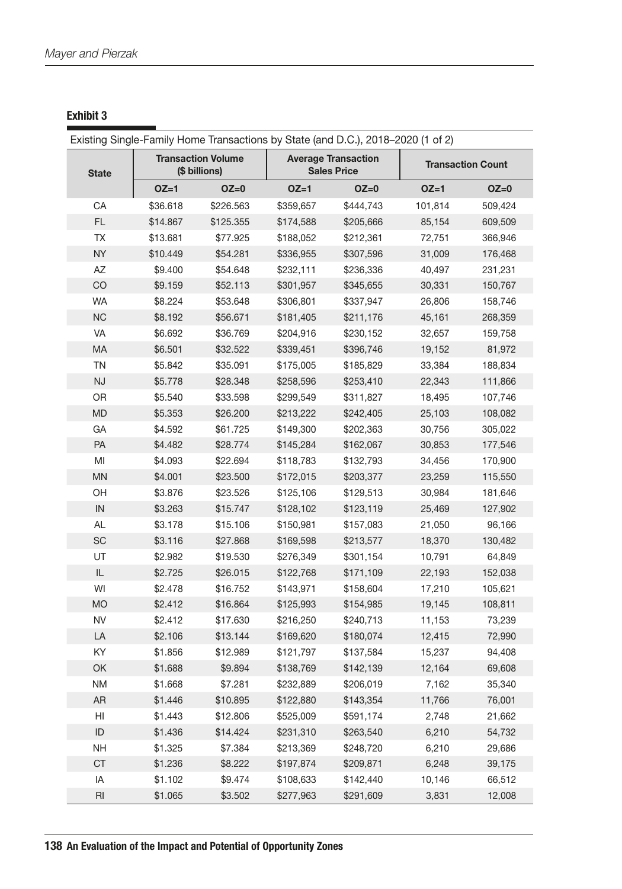**Exhibit 3**

Existing Single-Family Home Transactions by State (and D.C.), 2018–2020 (1 of 2)

| State | Transaction Volume ($ billions) | | Average Transaction Sales Price | | Transaction Count | |
|---|---|---|---|---|---|---|
| | OZ=1 | OZ=0 | OZ=1 | OZ=0 | OZ=1 | OZ=0 |
| CA | $36.618 | $226.563 | $359,657 | $444,743 | 101,814 | 509,424 |
| FL | $14.867 | $125.355 | $174,588 | $205,666 | 85,154 | 609,509 |
| TX | $13.681 | $77.925 | $188,052 | $212,361 | 72,751 | 366,946 |
| NY | $10.449 | $54.281 | $336,955 | $307,596 | 31,009 | 176,468 |
| AZ | $9.400 | $54.648 | $232,111 | $236,336 | 40,497 | 231,231 |
| CO | $9.159 | $52.113 | $301,957 | $345,655 | 30,331 | 150,767 |
| WA | $8.224 | $53.648 | $306,801 | $337,947 | 26,806 | 158,746 |
| NC | $8.192 | $56.671 | $181,405 | $211,176 | 45,161 | 268,359 |
| VA | $6.692 | $36.769 | $204,916 | $230,152 | 32,657 | 159,758 |
| MA | $6.501 | $32.522 | $339,451 | $396,746 | 19,152 | 81,972 |
| TN | $5.842 | $35.091 | $175,005 | $185,829 | 33,384 | 188,834 |
| NJ | $5.778 | $28.348 | $258,596 | $253,410 | 22,343 | 111,866 |
| OR | $5.540 | $33.598 | $299,549 | $311,827 | 18,495 | 107,746 |
| MD | $5.353 | $26.200 | $213,222 | $242,405 | 25,103 | 108,082 |
| GA | $4.592 | $61.725 | $149,300 | $202,363 | 30,756 | 305,022 |
| PA | $4.482 | $28.774 | $145,284 | $162,067 | 30,853 | 177,546 |
| MI | $4.093 | $22.694 | $118,783 | $132,793 | 34,456 | 170,900 |
| MN | $4.001 | $23.500 | $172,015 | $203,377 | 23,259 | 115,550 |
| OH | $3.876 | $23.526 | $125,106 | $129,513 | 30,984 | 181,646 |
| IN | $3.263 | $15.747 | $128,102 | $123,119 | 25,469 | 127,902 |
| AL | $3.178 | $15.106 | $150,981 | $157,083 | 21,050 | 96,166 |
| SC | $3.116 | $27.868 | $169,598 | $213,577 | 18,370 | 130,482 |
| UT | $2.982 | $19.530 | $276,349 | $301,154 | 10,791 | 64,849 |
| IL | $2.725 | $26.015 | $122,768 | $171,109 | 22,193 | 152,038 |
| WI | $2.478 | $16.752 | $143,971 | $158,604 | 17,210 | 105,621 |
| MO | $2.412 | $16.864 | $125,993 | $154,985 | 19,145 | 108,811 |
| NV | $2.412 | $17.630 | $216,250 | $240,713 | 11,153 | 73,239 |
| LA | $2.106 | $13.144 | $169,620 | $180,074 | 12,415 | 72,990 |
| KY | $1.856 | $12.989 | $121,797 | $137,584 | 15,237 | 94,408 |
| OK | $1.688 | $9.894 | $138,769 | $142,139 | 12,164 | 69,608 |
| NM | $1.668 | $7.281 | $232,889 | $206,019 | 7,162 | 35,340 |
| AR | $1.446 | $10.895 | $122,880 | $143,354 | 11,766 | 76,001 |
| HI | $1.443 | $12.806 | $525,009 | $591,174 | 2,748 | 21,662 |
| ID | $1.436 | $14.424 | $231,310 | $263,540 | 6,210 | 54,732 |
| NH | $1.325 | $7.384 | $213,369 | $248,720 | 6,210 | 29,686 |
| CT | $1.236 | $8.222 | $197,874 | $209,871 | 6,248 | 39,175 |
| IA | $1.102 | $9.474 | $108,633 | $142,440 | 10,146 | 66,512 |
| RI | $1.065 | $3.502 | $277,963 | $291,609 | 3,831 | 12,008 |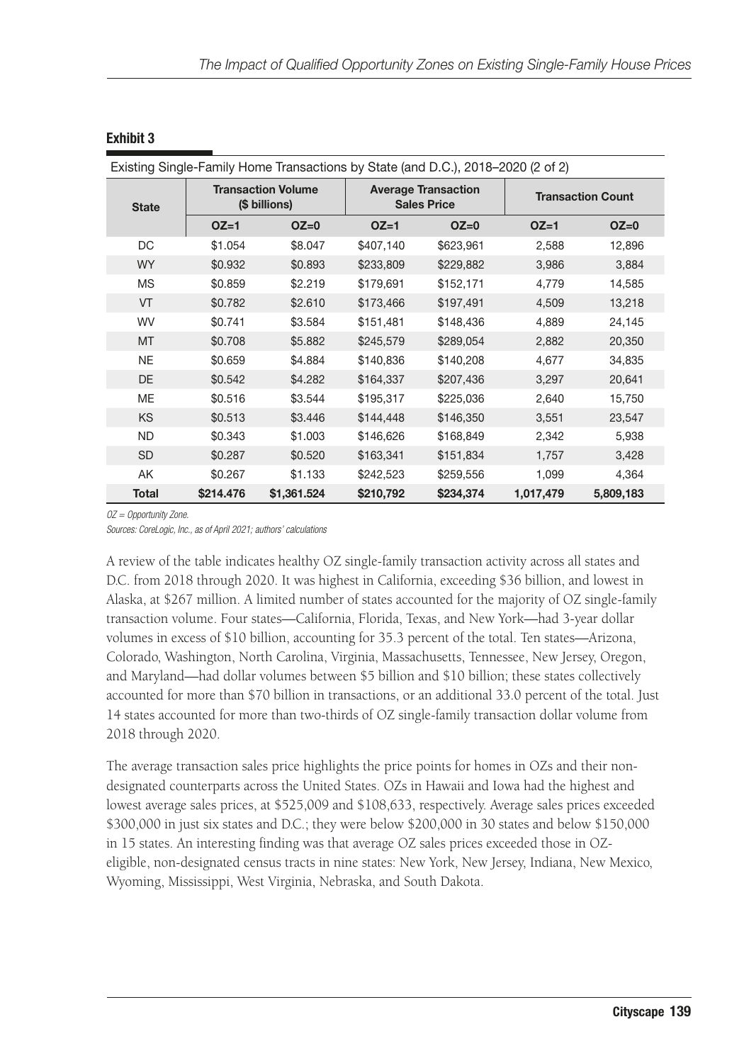**Exhibit 3**

Existing Single-Family Home Transactions by State (and D.C.), 2018–2020 (2 of 2)

| State | Transaction Volume ($ billions) | | Average Transaction Sales Price | | Transaction Count | |
|---|---|---|---|---|---|---|
| | OZ=1 | OZ=0 | OZ=1 | OZ=0 | OZ=1 | OZ=0 |
| DC | $1.054 | $8.047 | $407,140 | $623,961 | 2,588 | 12,896 |
| WY | $0.932 | $0.893 | $233,809 | $229,882 | 3,986 | 3,884 |
| MS | $0.859 | $2.219 | $179,691 | $152,171 | 4,779 | 14,585 |
| VT | $0.782 | $2.610 | $173,466 | $197,491 | 4,509 | 13,218 |
| WV | $0.741 | $3.584 | $151,481 | $148,436 | 4,889 | 24,145 |
| MT | $0.708 | $5.882 | $245,579 | $289,054 | 2,882 | 20,350 |
| NE | $0.659 | $4.884 | $140,836 | $140,208 | 4,677 | 34,835 |
| DE | $0.542 | $4.282 | $164,337 | $207,436 | 3,297 | 20,641 |
| ME | $0.516 | $3.544 | $195,317 | $225,036 | 2,640 | 15,750 |
| KS | $0.513 | $3.446 | $144,448 | $146,350 | 3,551 | 23,547 |
| ND | $0.343 | $1.003 | $146,626 | $168,849 | 2,342 | 5,938 |
| SD | $0.287 | $0.520 | $163,341 | $151,834 | 1,757 | 3,428 |
| AK | $0.267 | $1.133 | $242,523 | $259,556 | 1,099 | 4,364 |
| **Total** | **$214.476** | **$1,361.524** | **$210,792** | **$234,374** | **1,017,479** | **5,809,183** |

*OZ = Opportunity Zone.*

*Sources: CoreLogic, Inc., as of April 2021; authors' calculations*

A review of the table indicates healthy OZ single-family transaction activity across all states and D.C. from 2018 through 2020. It was highest in California, exceeding $36 billion, and lowest in Alaska, at $267 million. A limited number of states accounted for the majority of OZ single-family transaction volume. Four states—California, Florida, Texas, and New York—had 3-year dollar volumes in excess of $10 billion, accounting for 35.3 percent of the total. Ten states—Arizona, Colorado, Washington, North Carolina, Virginia, Massachusetts, Tennessee, New Jersey, Oregon, and Maryland—had dollar volumes between $5 billion and $10 billion; these states collectively accounted for more than $70 billion in transactions, or an additional 33.0 percent of the total. Just 14 states accounted for more than two-thirds of OZ single-family transaction dollar volume from 2018 through 2020.

The average transaction sales price highlights the price points for homes in OZs and their non-designated counterparts across the United States. OZs in Hawaii and Iowa had the highest and lowest average sales prices, at $525,009 and $108,633, respectively. Average sales prices exceeded $300,000 in just six states and D.C.; they were below $200,000 in 30 states and below $150,000 in 15 states. An interesting finding was that average OZ sales prices exceeded those in OZ-eligible, non-designated census tracts in nine states: New York, New Jersey, Indiana, New Mexico, Wyoming, Mississippi, West Virginia, Nebraska, and South Dakota.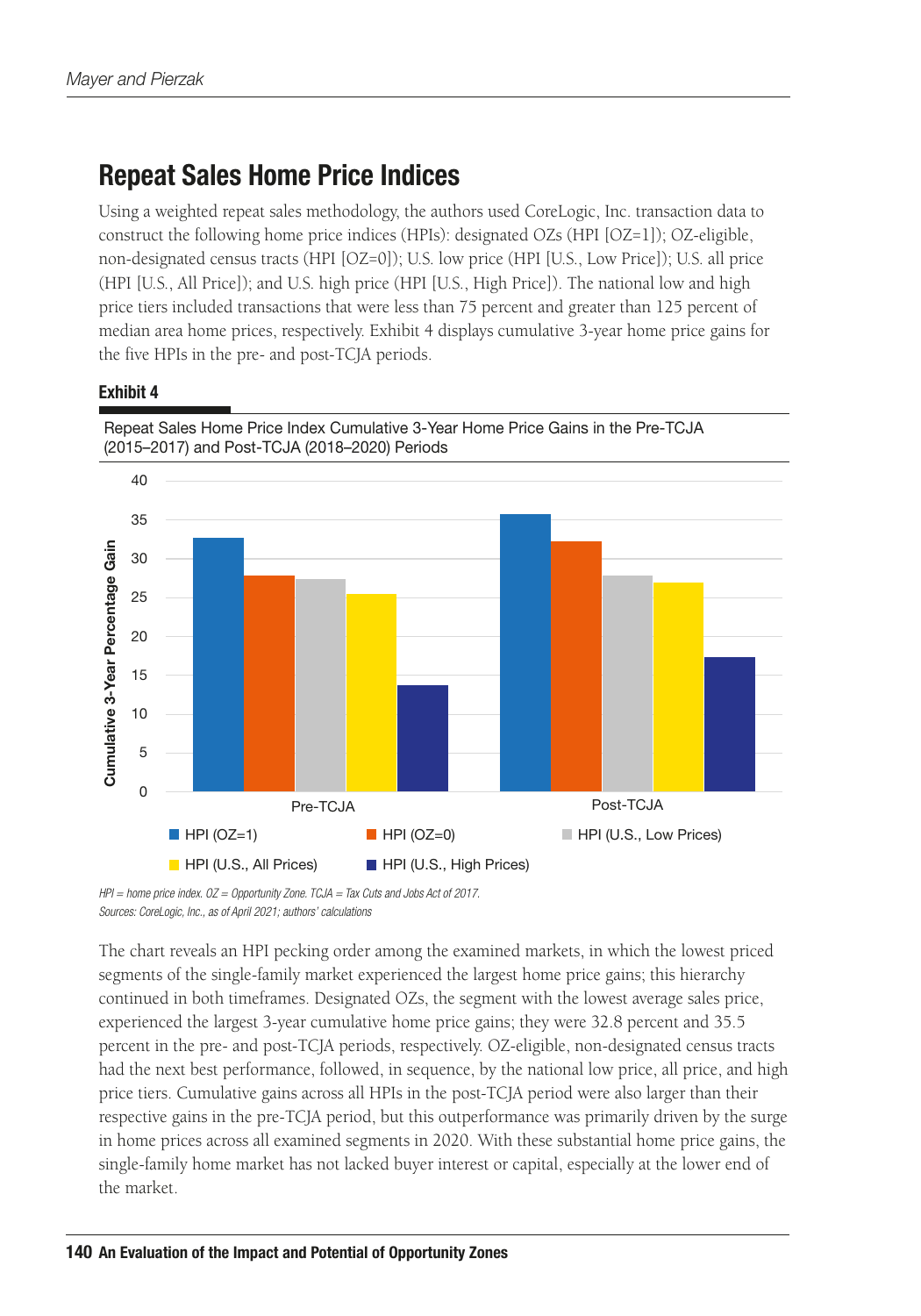## Repeat Sales Home Price Indices

Using a weighted repeat sales methodology, the authors used CoreLogic, Inc. transaction data to construct the following home price indices (HPIs): designated OZs (HPI [OZ=1]); OZ-eligible, non-designated census tracts (HPI [OZ=0]); U.S. low price (HPI [U.S., Low Price]); U.S. all price (HPI [U.S., All Price]); and U.S. high price (HPI [U.S., High Price]). The national low and high price tiers included transactions that were less than 75 percent and greater than 125 percent of median area home prices, respectively. Exhibit 4 displays cumulative 3-year home price gains for the five HPIs in the pre- and post-TCJA periods.

**Exhibit 4**

Repeat Sales Home Price Index Cumulative 3-Year Home Price Gains in the Pre-TCJA (2015–2017) and Post-TCJA (2018–2020) Periods

*HPI = home price index. OZ = Opportunity Zone. TCJA = Tax Cuts and Jobs Act of 2017.*
*Sources: CoreLogic, Inc., as of April 2021; authors' calculations*

The chart reveals an HPI pecking order among the examined markets, in which the lowest priced segments of the single-family market experienced the largest home price gains; this hierarchy continued in both timeframes. Designated OZs, the segment with the lowest average sales price, experienced the largest 3-year cumulative home price gains; they were 32.8 percent and 35.5 percent in the pre- and post-TCJA periods, respectively. OZ-eligible, non-designated census tracts had the next best performance, followed, in sequence, by the national low price, all price, and high price tiers. Cumulative gains across all HPIs in the post-TCJA period were also larger than their respective gains in the pre-TCJA period, but this outperformance was primarily driven by the surge in home prices across all examined segments in 2020. With these substantial home price gains, the single-family home market has not lacked buyer interest or capital, especially at the lower end of the market.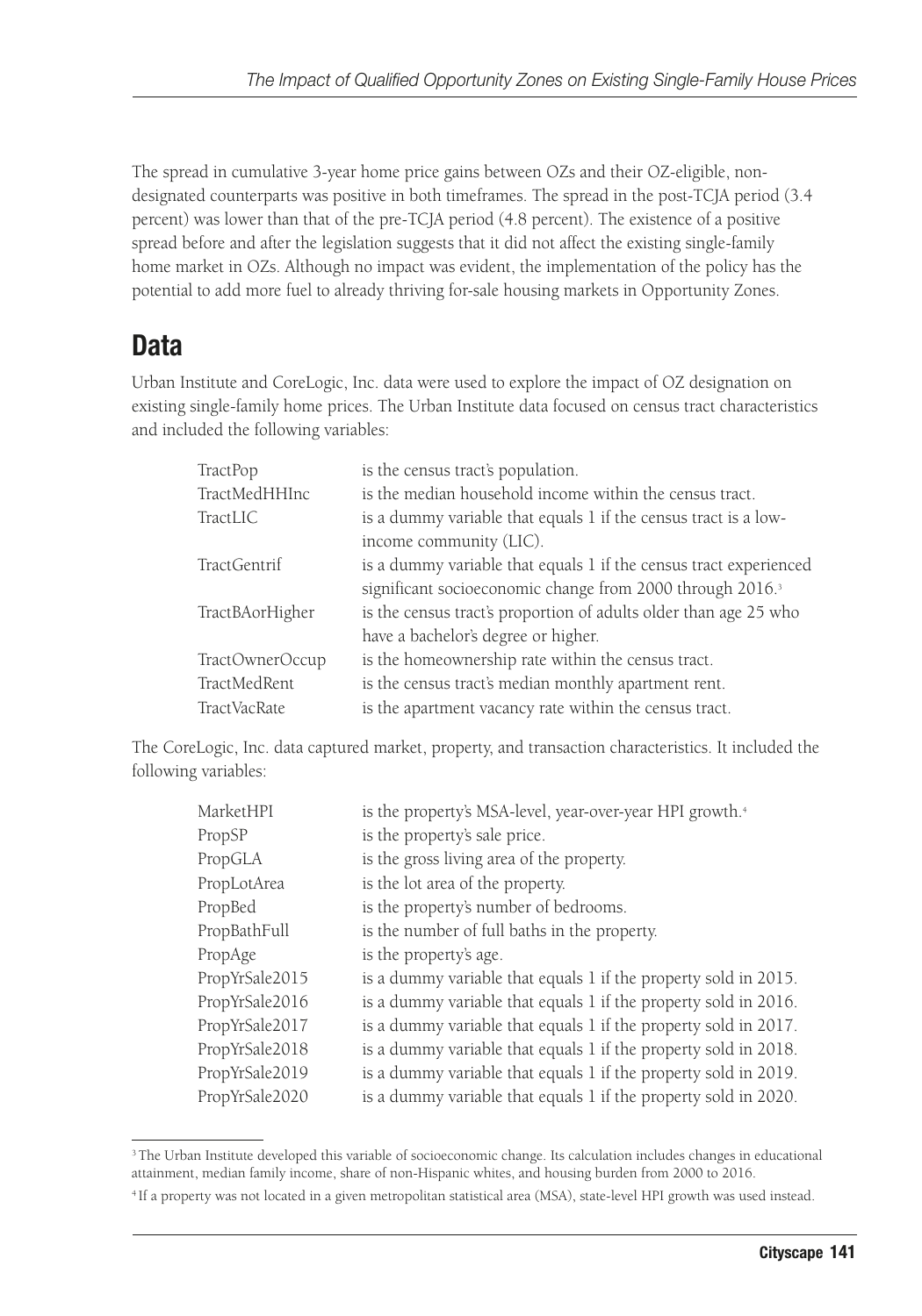The spread in cumulative 3-year home price gains between OZs and their OZ-eligible, non-designated counterparts was positive in both timeframes. The spread in the post-TCJA period (3.4 percent) was lower than that of the pre-TCJA period (4.8 percent). The existence of a positive spread before and after the legislation suggests that it did not affect the existing single-family home market in OZs. Although no impact was evident, the implementation of the policy has the potential to add more fuel to already thriving for-sale housing markets in Opportunity Zones.

## Data

Urban Institute and CoreLogic, Inc. data were used to explore the impact of OZ designation on existing single-family home prices. The Urban Institute data focused on census tract characteristics and included the following variables:

| | |
|---|---|
| TractPop | is the census tract's population. |
| TractMedHHInc | is the median household income within the census tract. |
| TractLIC | is a dummy variable that equals 1 if the census tract is a low-income community (LIC). |
| TractGentrif | is a dummy variable that equals 1 if the census tract experienced significant socioeconomic change from 2000 through 2016.[3] |
| TractBAorHigher | is the census tract's proportion of adults older than age 25 who have a bachelor's degree or higher. |
| TractOwnerOccup | is the homeownership rate within the census tract. |
| TractMedRent | is the census tract's median monthly apartment rent. |
| TractVacRate | is the apartment vacancy rate within the census tract. |

The CoreLogic, Inc. data captured market, property, and transaction characteristics. It included the following variables:

| | |
|---|---|
| MarketHPI | is the property's MSA-level, year-over-year HPI growth.[4] |
| PropSP | is the property's sale price. |
| PropGLA | is the gross living area of the property. |
| PropLotArea | is the lot area of the property. |
| PropBed | is the property's number of bedrooms. |
| PropBathFull | is the number of full baths in the property. |
| PropAge | is the property's age. |
| PropYrSale2015 | is a dummy variable that equals 1 if the property sold in 2015. |
| PropYrSale2016 | is a dummy variable that equals 1 if the property sold in 2016. |
| PropYrSale2017 | is a dummy variable that equals 1 if the property sold in 2017. |
| PropYrSale2018 | is a dummy variable that equals 1 if the property sold in 2018. |
| PropYrSale2019 | is a dummy variable that equals 1 if the property sold in 2019. |
| PropYrSale2020 | is a dummy variable that equals 1 if the property sold in 2020. |

[3] The Urban Institute developed this variable of socioeconomic change. Its calculation includes changes in educational attainment, median family income, share of non-Hispanic whites, and housing burden from 2000 to 2016.

[4] If a property was not located in a given metropolitan statistical area (MSA), state-level HPI growth was used instead.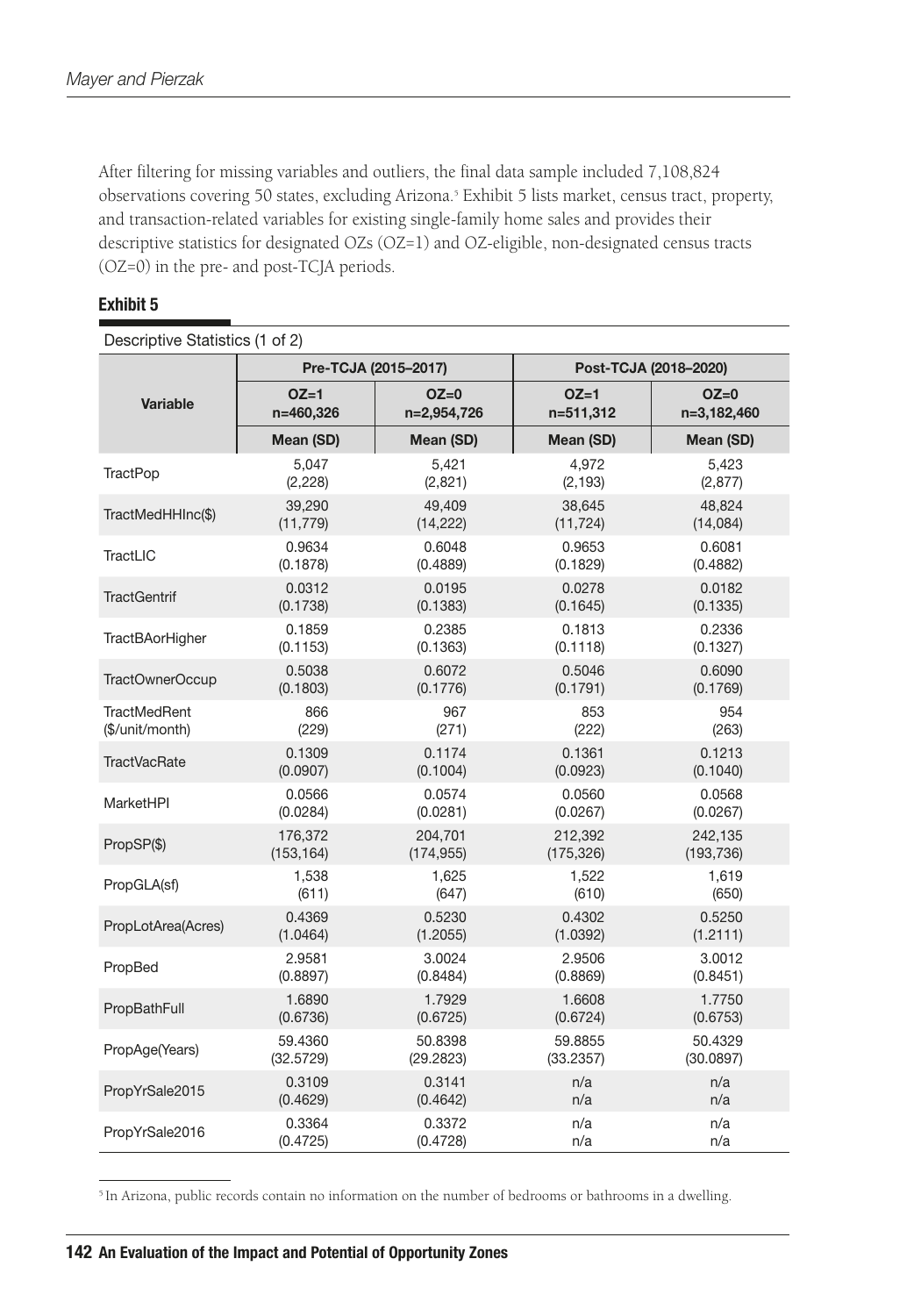After filtering for missing variables and outliers, the final data sample included 7,108,824 observations covering 50 states, excluding Arizona.[5] Exhibit 5 lists market, census tract, property, and transaction-related variables for existing single-family home sales and provides their descriptive statistics for designated OZs (OZ=1) and OZ-eligible, non-designated census tracts (OZ=0) in the pre- and post-TCJA periods.

**Exhibit 5**

Descriptive Statistics (1 of 2)

| Variable | Pre-TCJA (2015–2017) | | Post-TCJA (2018–2020) | |
|---|---|---|---|---|
| | OZ=1 n=460,326 | OZ=0 n=2,954,726 | OZ=1 n=511,312 | OZ=0 n=3,182,460 |
| | Mean (SD) | Mean (SD) | Mean (SD) | Mean (SD) |
| TractPop | 5,047 (2,228) | 5,421 (2,821) | 4,972 (2,193) | 5,423 (2,877) |
| TractMedHHInc($) | 39,290 (11,779) | 49,409 (14,222) | 38,645 (11,724) | 48,824 (14,084) |
| TractLIC | 0.9634 (0.1878) | 0.6048 (0.4889) | 0.9653 (0.1829) | 0.6081 (0.4882) |
| TractGentrif | 0.0312 (0.1738) | 0.0195 (0.1383) | 0.0278 (0.1645) | 0.0182 (0.1335) |
| TractBAorHigher | 0.1859 (0.1153) | 0.2385 (0.1363) | 0.1813 (0.1118) | 0.2336 (0.1327) |
| TractOwnerOccup | 0.5038 (0.1803) | 0.6072 (0.1776) | 0.5046 (0.1791) | 0.6090 (0.1769) |
| TractMedRent ($/unit/month) | 866 (229) | 967 (271) | 853 (222) | 954 (263) |
| TractVacRate | 0.1309 (0.0907) | 0.1174 (0.1004) | 0.1361 (0.0923) | 0.1213 (0.1040) |
| MarketHPI | 0.0566 (0.0284) | 0.0574 (0.0281) | 0.0560 (0.0267) | 0.0568 (0.0267) |
| PropSP($) | 176,372 (153,164) | 204,701 (174,955) | 212,392 (175,326) | 242,135 (193,736) |
| PropGLA(sf) | 1,538 (611) | 1,625 (647) | 1,522 (610) | 1,619 (650) |
| PropLotArea(Acres) | 0.4369 (1.0464) | 0.5230 (1.2055) | 0.4302 (1.0392) | 0.5250 (1.2111) |
| PropBed | 2.9581 (0.8897) | 3.0024 (0.8484) | 2.9506 (0.8869) | 3.0012 (0.8451) |
| PropBathFull | 1.6890 (0.6736) | 1.7929 (0.6725) | 1.6608 (0.6724) | 1.7750 (0.6753) |
| PropAge(Years) | 59.4360 (32.5729) | 50.8398 (29.2823) | 59.8855 (33.2357) | 50.4329 (30.0897) |
| PropYrSale2015 | 0.3109 (0.4629) | 0.3141 (0.4642) | n/a n/a | n/a n/a |
| PropYrSale2016 | 0.3364 (0.4725) | 0.3372 (0.4728) | n/a n/a | n/a n/a |

[5] In Arizona, public records contain no information on the number of bedrooms or bathrooms in a dwelling.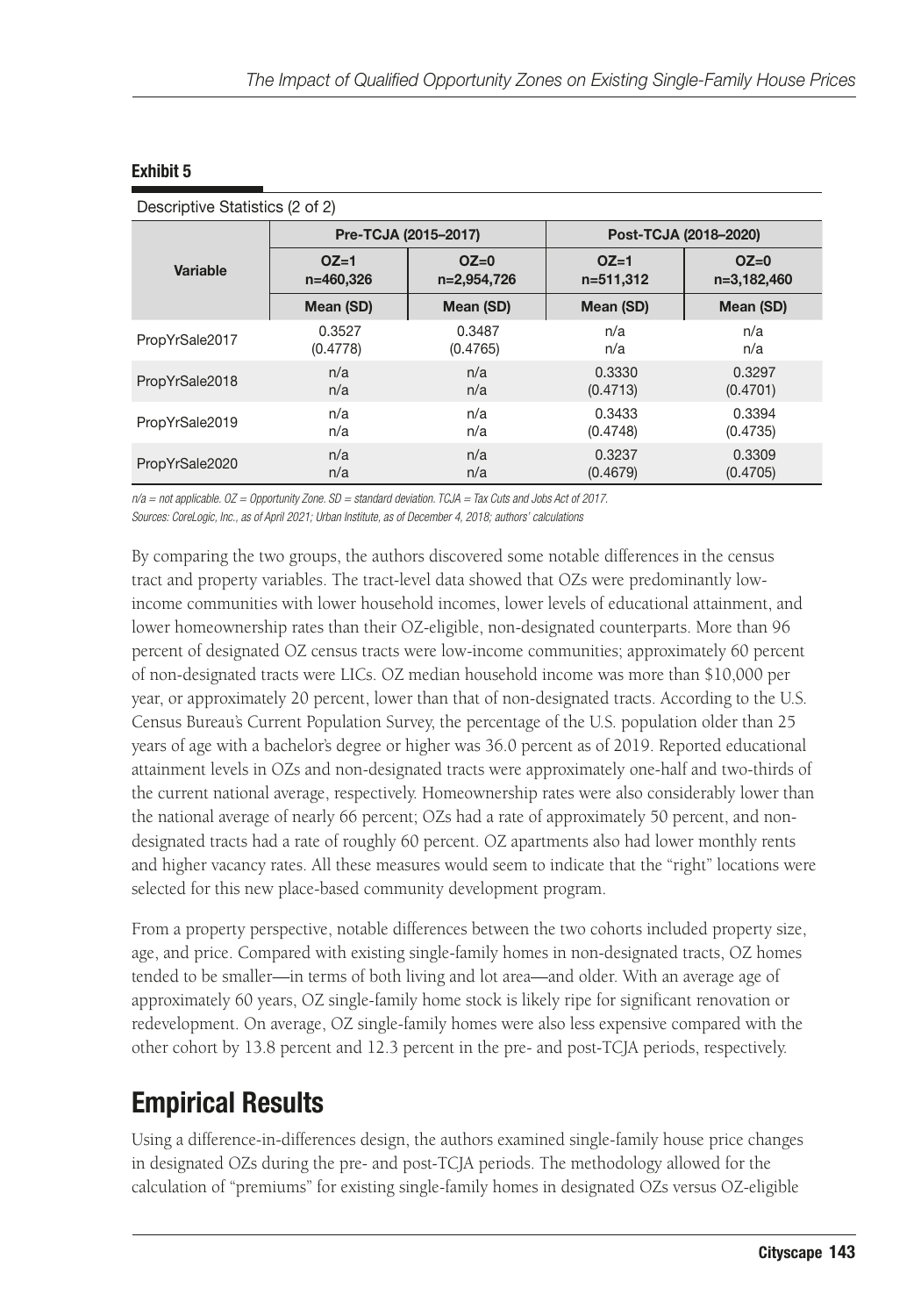**Exhibit 5**

Descriptive Statistics (2 of 2)

| Variable | Pre-TCJA (2015–2017) | | Post-TCJA (2018–2020) | |
|---|---|---|---|---|
| | OZ=1 n=460,326 | OZ=0 n=2,954,726 | OZ=1 n=511,312 | OZ=0 n=3,182,460 |
| | Mean (SD) | Mean (SD) | Mean (SD) | Mean (SD) |
| PropYrSale2017 | 0.3527 (0.4778) | 0.3487 (0.4765) | n/a n/a | n/a n/a |
| PropYrSale2018 | n/a n/a | n/a n/a | 0.3330 (0.4713) | 0.3297 (0.4701) |
| PropYrSale2019 | n/a n/a | n/a n/a | 0.3433 (0.4748) | 0.3394 (0.4735) |
| PropYrSale2020 | n/a n/a | n/a n/a | 0.3237 (0.4679) | 0.3309 (0.4705) |

*n/a = not applicable. OZ = Opportunity Zone. SD = standard deviation. TCJA = Tax Cuts and Jobs Act of 2017.*

*Sources: CoreLogic, Inc., as of April 2021; Urban Institute, as of December 4, 2018; authors' calculations*

By comparing the two groups, the authors discovered some notable differences in the census tract and property variables. The tract-level data showed that OZs were predominantly low-income communities with lower household incomes, lower levels of educational attainment, and lower homeownership rates than their OZ-eligible, non-designated counterparts. More than 96 percent of designated OZ census tracts were low-income communities; approximately 60 percent of non-designated tracts were LICs. OZ median household income was more than $10,000 per year, or approximately 20 percent, lower than that of non-designated tracts. According to the U.S. Census Bureau's Current Population Survey, the percentage of the U.S. population older than 25 years of age with a bachelor's degree or higher was 36.0 percent as of 2019. Reported educational attainment levels in OZs and non-designated tracts were approximately one-half and two-thirds of the current national average, respectively. Homeownership rates were also considerably lower than the national average of nearly 66 percent; OZs had a rate of approximately 50 percent, and non-designated tracts had a rate of roughly 60 percent. OZ apartments also had lower monthly rents and higher vacancy rates. All these measures would seem to indicate that the "right" locations were selected for this new place-based community development program.

From a property perspective, notable differences between the two cohorts included property size, age, and price. Compared with existing single-family homes in non-designated tracts, OZ homes tended to be smaller—in terms of both living and lot area—and older. With an average age of approximately 60 years, OZ single-family home stock is likely ripe for significant renovation or redevelopment. On average, OZ single-family homes were also less expensive compared with the other cohort by 13.8 percent and 12.3 percent in the pre- and post-TCJA periods, respectively.

## Empirical Results

Using a difference-in-differences design, the authors examined single-family house price changes in designated OZs during the pre- and post-TCJA periods. The methodology allowed for the calculation of "premiums" for existing single-family homes in designated OZs versus OZ-eligible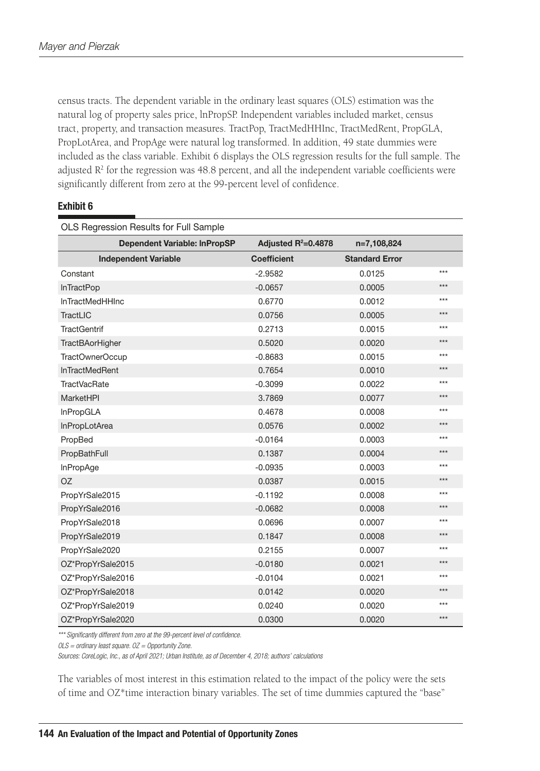census tracts. The dependent variable in the ordinary least squares (OLS) estimation was the natural log of property sales price, lnPropSP. Independent variables included market, census tract, property, and transaction measures. TractPop, TractMedHHInc, TractMedRent, PropGLA, PropLotArea, and PropAge were natural log transformed. In addition, 49 state dummies were included as the class variable. Exhibit 6 displays the OLS regression results for the full sample. The adjusted $R^2$ for the regression was 48.8 percent, and all the independent variable coefficients were significantly different from zero at the 99-percent level of confidence.

**Exhibit 6**

OLS Regression Results for Full Sample

| Dependent Variable: lnPropSP | Adjusted $R^2$=0.4878 | n=7,108,824 | |
|---|---|---|---|
| **Independent Variable** | **Coefficient** | **Standard Error** | |
| Constant | -2.9582 | 0.0125 | *** |
| lnTractPop | -0.0657 | 0.0005 | *** |
| lnTractMedHHInc | 0.6770 | 0.0012 | *** |
| TractLIC | 0.0756 | 0.0005 | *** |
| TractGentrif | 0.2713 | 0.0015 | *** |
| TractBAorHigher | 0.5020 | 0.0020 | *** |
| TractOwnerOccup | -0.8683 | 0.0015 | *** |
| lnTractMedRent | 0.7654 | 0.0010 | *** |
| TractVacRate | -0.3099 | 0.0022 | *** |
| MarketHPI | 3.7869 | 0.0077 | *** |
| lnPropGLA | 0.4678 | 0.0008 | *** |
| lnPropLotArea | 0.0576 | 0.0002 | *** |
| PropBed | -0.0164 | 0.0003 | *** |
| PropBathFull | 0.1387 | 0.0004 | *** |
| lnPropAge | -0.0935 | 0.0003 | *** |
| OZ | 0.0387 | 0.0015 | *** |
| PropYrSale2015 | -0.1192 | 0.0008 | *** |
| PropYrSale2016 | -0.0682 | 0.0008 | *** |
| PropYrSale2018 | 0.0696 | 0.0007 | *** |
| PropYrSale2019 | 0.1847 | 0.0008 | *** |
| PropYrSale2020 | 0.2155 | 0.0007 | *** |
| OZ*PropYrSale2015 | -0.0180 | 0.0021 | *** |
| OZ*PropYrSale2016 | -0.0104 | 0.0021 | *** |
| OZ*PropYrSale2018 | 0.0142 | 0.0020 | *** |
| OZ*PropYrSale2019 | 0.0240 | 0.0020 | *** |
| OZ*PropYrSale2020 | 0.0300 | 0.0020 | *** |

*\*\*\* Significantly different from zero at the 99-percent level of confidence.*

*OLS = ordinary least square. OZ = Opportunity Zone.*

*Sources: CoreLogic, Inc., as of April 2021; Urban Institute, as of December 4, 2018; authors' calculations*

The variables of most interest in this estimation related to the impact of the policy were the sets of time and OZ*time interaction binary variables. The set of time dummies captured the "base"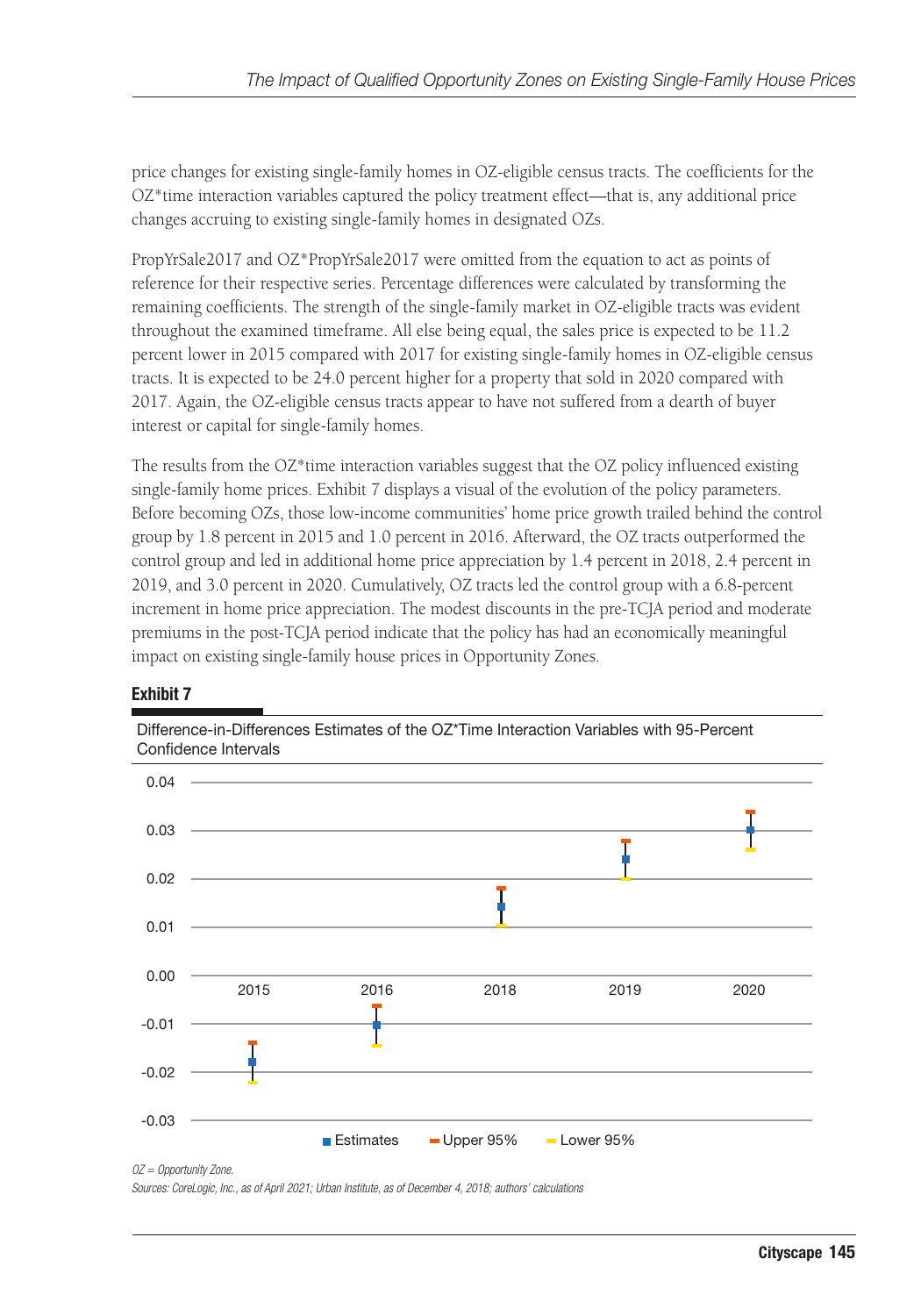price changes for existing single-family homes in OZ-eligible census tracts. The coefficients for the OZ*time interaction variables captured the policy treatment effect—that is, any additional price changes accruing to existing single-family homes in designated OZs.

PropYrSale2017 and OZ*PropYrSale2017 were omitted from the equation to act as points of reference for their respective series. Percentage differences were calculated by transforming the remaining coefficients. The strength of the single-family market in OZ-eligible tracts was evident throughout the examined timeframe. All else being equal, the sales price is expected to be 11.2 percent lower in 2015 compared with 2017 for existing single-family homes in OZ-eligible census tracts. It is expected to be 24.0 percent higher for a property that sold in 2020 compared with 2017. Again, the OZ-eligible census tracts appear to have not suffered from a dearth of buyer interest or capital for single-family homes.

The results from the OZ*time interaction variables suggest that the OZ policy influenced existing single-family home prices. Exhibit 7 displays a visual of the evolution of the policy parameters. Before becoming OZs, those low-income communities' home price growth trailed behind the control group by 1.8 percent in 2015 and 1.0 percent in 2016. Afterward, the OZ tracts outperformed the control group and led in additional home price appreciation by 1.4 percent in 2018, 2.4 percent in 2019, and 3.0 percent in 2020. Cumulatively, OZ tracts led the control group with a 6.8-percent increment in home price appreciation. The modest discounts in the pre-TCJA period and moderate premiums in the post-TCJA period indicate that the policy has had an economically meaningful impact on existing single-family house prices in Opportunity Zones.

**Exhibit 7**

Difference-in-Differences Estimates of the OZ*Time Interaction Variables with 95-Percent Confidence Intervals

| Year | Estimates | Upper 95% | Lower 95% |
|---|---|---|---|
| 2015 | -0.018 | -0.014 | -0.022 |
| 2016 | -0.010 | -0.006 | -0.014 |
| 2018 | 0.014 | 0.018 | 0.010 |
| 2019 | 0.024 | 0.028 | 0.020 |
| 2020 | 0.030 | 0.034 | 0.026 |

*OZ = Opportunity Zone.*

*Sources: CoreLogic, Inc., as of April 2021; Urban Institute, as of December 4, 2018; authors' calculations*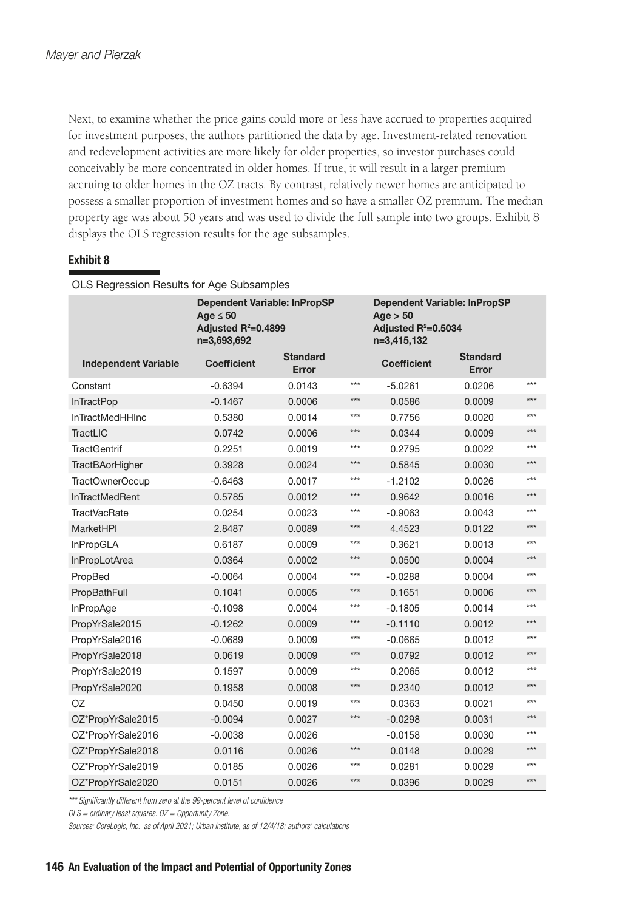Next, to examine whether the price gains could more or less have accrued to properties acquired for investment purposes, the authors partitioned the data by age. Investment-related renovation and redevelopment activities are more likely for older properties, so investor purchases could conceivably be more concentrated in older homes. If true, it will result in a larger premium accruing to older homes in the OZ tracts. By contrast, relatively newer homes are anticipated to possess a smaller proportion of investment homes and so have a smaller OZ premium. The median property age was about 50 years and was used to divide the full sample into two groups. Exhibit 8 displays the OLS regression results for the age subsamples.

**Exhibit 8**

OLS Regression Results for Age Subsamples

| | Dependent Variable: lnPropSP Age ≤ 50 Adjusted $R^2$=0.4899 n=3,693,692 | | | Dependent Variable: lnPropSP Age > 50 Adjusted $R^2$=0.5034 n=3,415,132 | | |
|---|---|---|---|---|---|---|
| **Independent Variable** | **Coefficient** | **Standard Error** | | **Coefficient** | **Standard Error** | |
| Constant | -0.6394 | 0.0143 | *** | -5.0261 | 0.0206 | *** |
| lnTractPop | -0.1467 | 0.0006 | *** | 0.0586 | 0.0009 | *** |
| lnTractMedHHInc | 0.5380 | 0.0014 | *** | 0.7756 | 0.0020 | *** |
| TractLIC | 0.0742 | 0.0006 | *** | 0.0344 | 0.0009 | *** |
| TractGentrif | 0.2251 | 0.0019 | *** | 0.2795 | 0.0022 | *** |
| TractBAorHigher | 0.3928 | 0.0024 | *** | 0.5845 | 0.0030 | *** |
| TractOwnerOccup | -0.6463 | 0.0017 | *** | -1.2102 | 0.0026 | *** |
| lnTractMedRent | 0.5785 | 0.0012 | *** | 0.9642 | 0.0016 | *** |
| TractVacRate | 0.0254 | 0.0023 | *** | -0.9063 | 0.0043 | *** |
| MarketHPI | 2.8487 | 0.0089 | *** | 4.4523 | 0.0122 | *** |
| lnPropGLA | 0.6187 | 0.0009 | *** | 0.3621 | 0.0013 | *** |
| lnPropLotArea | 0.0364 | 0.0002 | *** | 0.0500 | 0.0004 | *** |
| PropBed | -0.0064 | 0.0004 | *** | -0.0288 | 0.0004 | *** |
| PropBathFull | 0.1041 | 0.0005 | *** | 0.1651 | 0.0006 | *** |
| lnPropAge | -0.1098 | 0.0004 | *** | -0.1805 | 0.0014 | *** |
| PropYrSale2015 | -0.1262 | 0.0009 | *** | -0.1110 | 0.0012 | *** |
| PropYrSale2016 | -0.0689 | 0.0009 | *** | -0.0665 | 0.0012 | *** |
| PropYrSale2018 | 0.0619 | 0.0009 | *** | 0.0792 | 0.0012 | *** |
| PropYrSale2019 | 0.1597 | 0.0009 | *** | 0.2065 | 0.0012 | *** |
| PropYrSale2020 | 0.1958 | 0.0008 | *** | 0.2340 | 0.0012 | *** |
| OZ | 0.0450 | 0.0019 | *** | 0.0363 | 0.0021 | *** |
| OZ*PropYrSale2015 | -0.0094 | 0.0027 | *** | -0.0298 | 0.0031 | *** |
| OZ*PropYrSale2016 | -0.0038 | 0.0026 | | -0.0158 | 0.0030 | *** |
| OZ*PropYrSale2018 | 0.0116 | 0.0026 | *** | 0.0148 | 0.0029 | *** |
| OZ*PropYrSale2019 | 0.0185 | 0.0026 | *** | 0.0281 | 0.0029 | *** |
| OZ*PropYrSale2020 | 0.0151 | 0.0026 | *** | 0.0396 | 0.0029 | *** |

*\*\*\* Significantly different from zero at the 99-percent level of confidence*

*OLS = ordinary least squares. OZ = Opportunity Zone.*

*Sources: CoreLogic, Inc., as of April 2021; Urban Institute, as of 12/4/18; authors' calculations*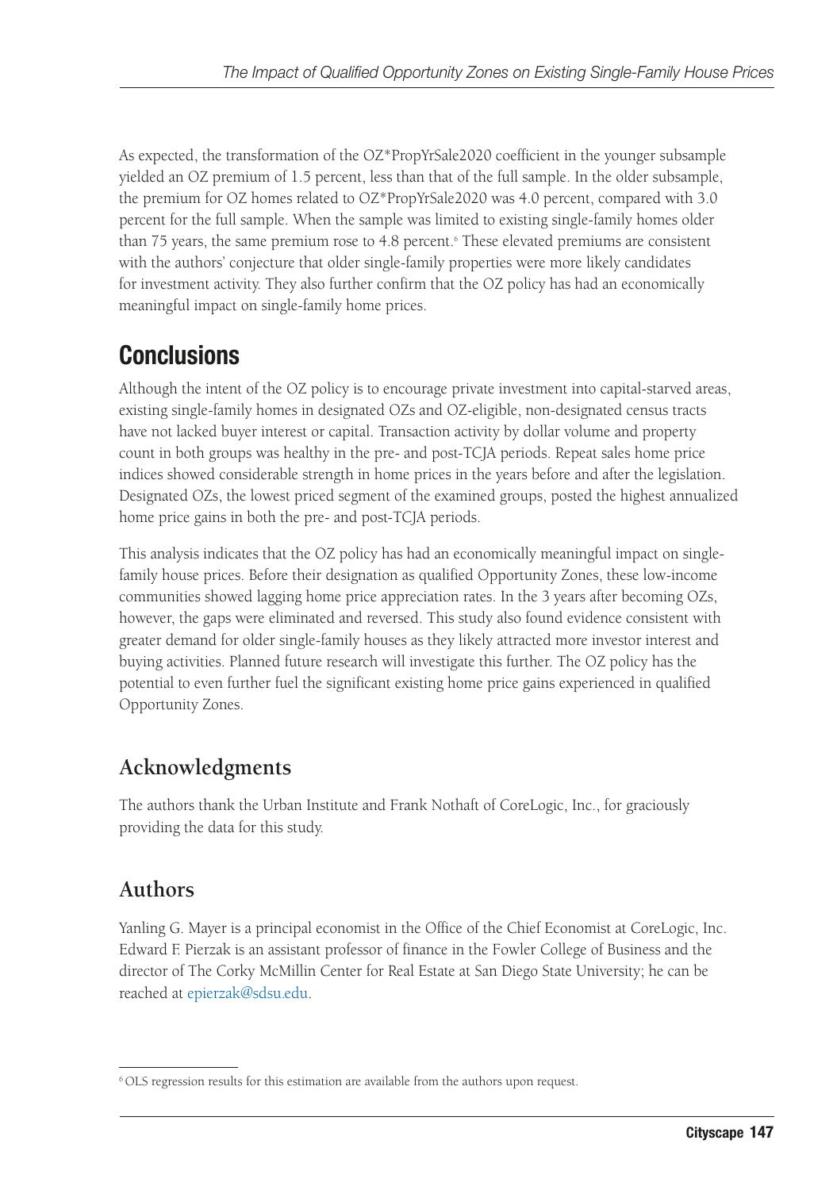As expected, the transformation of the OZ*PropYrSale2020 coefficient in the younger subsample yielded an OZ premium of 1.5 percent, less than that of the full sample. In the older subsample, the premium for OZ homes related to OZ*PropYrSale2020 was 4.0 percent, compared with 3.0 percent for the full sample. When the sample was limited to existing single-family homes older than 75 years, the same premium rose to 4.8 percent.[6] These elevated premiums are consistent with the authors' conjecture that older single-family properties were more likely candidates for investment activity. They also further confirm that the OZ policy has had an economically meaningful impact on single-family home prices.

## Conclusions

Although the intent of the OZ policy is to encourage private investment into capital-starved areas, existing single-family homes in designated OZs and OZ-eligible, non-designated census tracts have not lacked buyer interest or capital. Transaction activity by dollar volume and property count in both groups was healthy in the pre- and post-TCJA periods. Repeat sales home price indices showed considerable strength in home prices in the years before and after the legislation. Designated OZs, the lowest priced segment of the examined groups, posted the highest annualized home price gains in both the pre- and post-TCJA periods.

This analysis indicates that the OZ policy has had an economically meaningful impact on single-family house prices. Before their designation as qualified Opportunity Zones, these low-income communities showed lagging home price appreciation rates. In the 3 years after becoming OZs, however, the gaps were eliminated and reversed. This study also found evidence consistent with greater demand for older single-family houses as they likely attracted more investor interest and buying activities. Planned future research will investigate this further. The OZ policy has the potential to even further fuel the significant existing home price gains experienced in qualified Opportunity Zones.

## Acknowledgments

The authors thank the Urban Institute and Frank Nothaft of CoreLogic, Inc., for graciously providing the data for this study.

## Authors

Yanling G. Mayer is a principal economist in the Office of the Chief Economist at CoreLogic, Inc. Edward F. Pierzak is an assistant professor of finance in the Fowler College of Business and the director of The Corky McMillin Center for Real Estate at San Diego State University; he can be reached at epierzak@sdsu.edu.

---

[6] OLS regression results for this estimation are available from the authors upon request.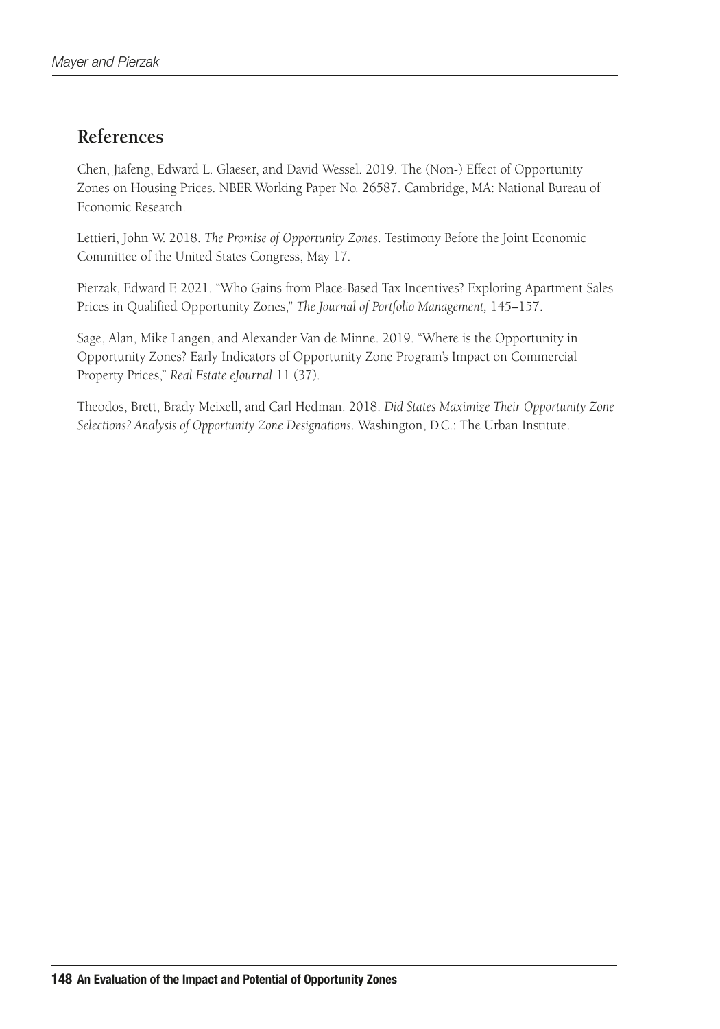## References

Chen, Jiafeng, Edward L. Glaeser, and David Wessel. 2019. The (Non-) Effect of Opportunity Zones on Housing Prices. NBER Working Paper No. 26587. Cambridge, MA: National Bureau of Economic Research.

Lettieri, John W. 2018. *The Promise of Opportunity Zones*. Testimony Before the Joint Economic Committee of the United States Congress, May 17.

Pierzak, Edward F. 2021. "Who Gains from Place-Based Tax Incentives? Exploring Apartment Sales Prices in Qualified Opportunity Zones," *The Journal of Portfolio Management,* 145–157.

Sage, Alan, Mike Langen, and Alexander Van de Minne. 2019. "Where is the Opportunity in Opportunity Zones? Early Indicators of Opportunity Zone Program's Impact on Commercial Property Prices," *Real Estate eJournal* 11 (37).

Theodos, Brett, Brady Meixell, and Carl Hedman. 2018. *Did States Maximize Their Opportunity Zone Selections? Analysis of Opportunity Zone Designations*. Washington, D.C.: The Urban Institute.